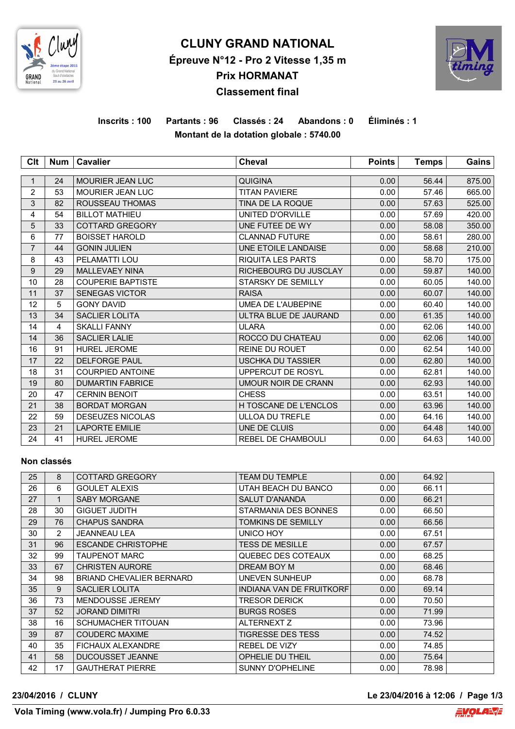# CLUNY GRAND NATIONAL

## Épreuve N°12 - Pro 2 Vitesse 1,35 m

## Prix HORMANAT

## Classement final

**Inscrits : 100 Partants : 96 Classés : 24 Abandons : 0 Éliminés : 1**

**Montant de la dotation globale : 5740.00**

| Clt | Num | Cavalier | Cheval | Points | Temps | Gains |
|---|---|---|---|---|---|---|
| 1 | 24 | MOURIER JEAN LUC | QUIGINA | 0.00 | 56.44 | 875.00 |
| 2 | 53 | MOURIER JEAN LUC | TITAN PAVIERE | 0.00 | 57.46 | 665.00 |
| 3 | 82 | ROUSSEAU THOMAS | TINA DE LA ROQUE | 0.00 | 57.63 | 525.00 |
| 4 | 54 | BILLOT MATHIEU | UNITED D'ORVILLE | 0.00 | 57.69 | 420.00 |
| 5 | 33 | COTTARD GREGORY | UNE FUTEE DE WY | 0.00 | 58.08 | 350.00 |
| 6 | 77 | BOISSET HAROLD | CLANNAD FUTURE | 0.00 | 58.61 | 280.00 |
| 7 | 44 | GONIN JULIEN | UNE ETOILE LANDAISE | 0.00 | 58.68 | 210.00 |
| 8 | 43 | PELAMATTI LOU | RIQUITA LES PARTS | 0.00 | 58.70 | 175.00 |
| 9 | 29 | MALLEVAEY NINA | RICHEBOURG DU JUSCLAY | 0.00 | 59.87 | 140.00 |
| 10 | 28 | COUPERIE BAPTISTE | STARSKY DE SEMILLY | 0.00 | 60.05 | 140.00 |
| 11 | 37 | SENEGAS VICTOR | RAISA | 0.00 | 60.07 | 140.00 |
| 12 | 5 | GONY DAVID | UMEA DE L'AUBEPINE | 0.00 | 60.40 | 140.00 |
| 13 | 34 | SACLIER LOLITA | ULTRA BLUE DE JAURAND | 0.00 | 61.35 | 140.00 |
| 14 | 4 | SKALLI FANNY | ULARA | 0.00 | 62.06 | 140.00 |
| 14 | 36 | SACLIER LALIE | ROCCO DU CHATEAU | 0.00 | 62.06 | 140.00 |
| 16 | 91 | HUREL JEROME | REINE DU ROUET | 0.00 | 62.54 | 140.00 |
| 17 | 22 | DELFORGE PAUL | USCHKA DU TASSIER | 0.00 | 62.80 | 140.00 |
| 18 | 31 | COURPIED ANTOINE | UPPERCUT DE ROSYL | 0.00 | 62.81 | 140.00 |
| 19 | 80 | DUMARTIN FABRICE | UMOUR NOIR DE CRANN | 0.00 | 62.93 | 140.00 |
| 20 | 47 | CERNIN BENOIT | CHESS | 0.00 | 63.51 | 140.00 |
| 21 | 38 | BORDAT MORGAN | H TOSCANE DE L'ENCLOS | 0.00 | 63.96 | 140.00 |
| 22 | 59 | DESEUZES NICOLAS | ULLOA DU TREFLE | 0.00 | 64.16 | 140.00 |
| 23 | 21 | LAPORTE EMILIE | UNE DE CLUIS | 0.00 | 64.48 | 140.00 |
| 24 | 41 | HUREL JEROME | REBEL DE CHAMBOULI | 0.00 | 64.63 | 140.00 |

**Non classés**

| Clt | Num | Cavalier | Cheval | Points | Temps | Gains |
|---|---|---|---|---|---|---|
| 25 | 8 | COTTARD GREGORY | TEAM DU TEMPLE | 0.00 | 64.92 | |
| 26 | 6 | GOULET ALEXIS | UTAH BEACH DU BANCO | 0.00 | 66.11 | |
| 27 | 1 | SABY MORGANE | SALUT D'ANANDA | 0.00 | 66.21 | |
| 28 | 30 | GIGUET JUDITH | STARMANIA DES BONNES | 0.00 | 66.50 | |
| 29 | 76 | CHAPUS SANDRA | TOMKINS DE SEMILLY | 0.00 | 66.56 | |
| 30 | 2 | JEANNEAU LEA | UNICO HOY | 0.00 | 67.51 | |
| 31 | 96 | ESCANDE CHRISTOPHE | TESS DE MESILLE | 0.00 | 67.57 | |
| 32 | 99 | TAUPENOT MARC | QUEBEC DES COTEAUX | 0.00 | 68.25 | |
| 33 | 67 | CHRISTEN AURORE | DREAM BOY M | 0.00 | 68.46 | |
| 34 | 98 | BRIAND CHEVALIER BERNARD | UNEVEN SUNHEUP | 0.00 | 68.78 | |
| 35 | 9 | SACLIER LOLITA | INDIANA VAN DE FRUITKORF | 0.00 | 69.14 | |
| 36 | 73 | MENDOUSSE JEREMY | TRESOR DERICK | 0.00 | 70.50 | |
| 37 | 52 | JORAND DIMITRI | BURGS ROSES | 0.00 | 71.99 | |
| 38 | 16 | SCHUMACHER TITOUAN | ALTERNEXT Z | 0.00 | 73.96 | |
| 39 | 87 | COUDERC MAXIME | TIGRESSE DES TESS | 0.00 | 74.52 | |
| 40 | 35 | FICHAUX ALEXANDRE | REBEL DE VIZY | 0.00 | 74.85 | |
| 41 | 58 | DUCOUSSET JEANNE | OPHELIE DU THEIL | 0.00 | 75.64 | |
| 42 | 17 | GAUTHERAT PIERRE | SUNNY D'OPHELINE | 0.00 | 78.98 | |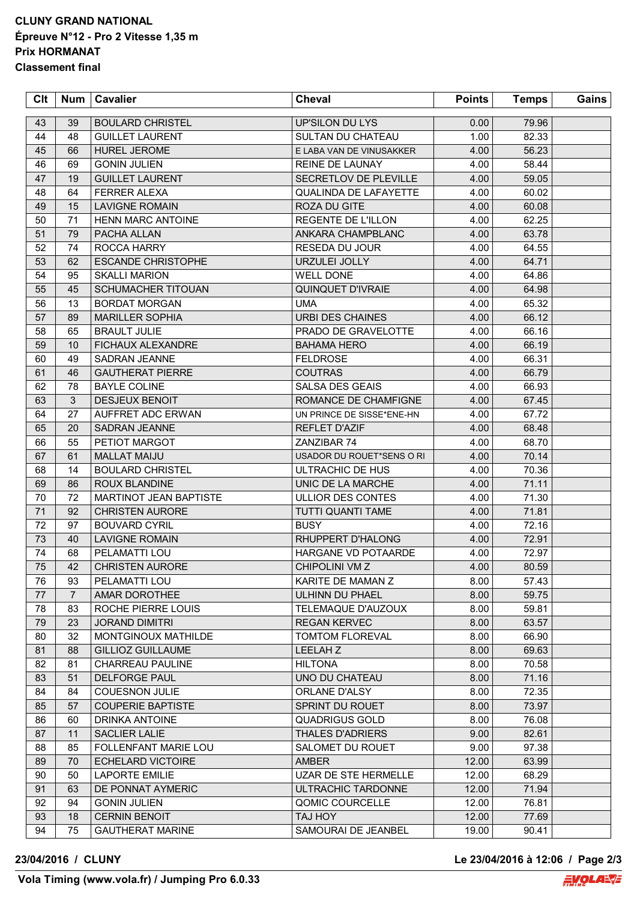**CLUNY GRAND NATIONAL**
**Épreuve N°12 - Pro 2 Vitesse 1,35 m**
**Prix HORMANAT**
**Classement final**

| Clt | Num | Cavalier | Cheval | Points | Temps | Gains |
|---|---|---|---|---|---|---|
| 43 | 39 | BOULARD CHRISTEL | UP'SILON DU LYS | 0.00 | 79.96 | |
| 44 | 48 | GUILLET LAURENT | SULTAN DU CHATEAU | 1.00 | 82.33 | |
| 45 | 66 | HUREL JEROME | E LABA VAN DE VINUSAKKER | 4.00 | 56.23 | |
| 46 | 69 | GONIN JULIEN | REINE DE LAUNAY | 4.00 | 58.44 | |
| 47 | 19 | GUILLET LAURENT | SECRETLOV DE PLEVILLE | 4.00 | 59.05 | |
| 48 | 64 | FERRER ALEXA | QUALINDA DE LAFAYETTE | 4.00 | 60.02 | |
| 49 | 15 | LAVIGNE ROMAIN | ROZA DU GITE | 4.00 | 60.08 | |
| 50 | 71 | HENN MARC ANTOINE | REGENTE DE L'ILLON | 4.00 | 62.25 | |
| 51 | 79 | PACHA ALLAN | ANKARA CHAMPBLANC | 4.00 | 63.78 | |
| 52 | 74 | ROCCA HARRY | RESEDA DU JOUR | 4.00 | 64.55 | |
| 53 | 62 | ESCANDE CHRISTOPHE | URZULEI JOLLY | 4.00 | 64.71 | |
| 54 | 95 | SKALLI MARION | WELL DONE | 4.00 | 64.86 | |
| 55 | 45 | SCHUMACHER TITOUAN | QUINQUET D'IVRAIE | 4.00 | 64.98 | |
| 56 | 13 | BORDAT MORGAN | UMA | 4.00 | 65.32 | |
| 57 | 89 | MARILLER SOPHIA | URBI DES CHAINES | 4.00 | 66.12 | |
| 58 | 65 | BRAULT JULIE | PRADO DE GRAVELOTTE | 4.00 | 66.16 | |
| 59 | 10 | FICHAUX ALEXANDRE | BAHAMA HERO | 4.00 | 66.19 | |
| 60 | 49 | SADRAN JEANNE | FELDROSE | 4.00 | 66.31 | |
| 61 | 46 | GAUTHERAT PIERRE | COUTRAS | 4.00 | 66.79 | |
| 62 | 78 | BAYLE COLINE | SALSA DES GEAIS | 4.00 | 66.93 | |
| 63 | 3 | DESJEUX BENOIT | ROMANCE DE CHAMFIGNE | 4.00 | 67.45 | |
| 64 | 27 | AUFFRET ADC ERWAN | UN PRINCE DE SISSE*ENE-HN | 4.00 | 67.72 | |
| 65 | 20 | SADRAN JEANNE | REFLET D'AZIF | 4.00 | 68.48 | |
| 66 | 55 | PETIOT MARGOT | ZANZIBAR 74 | 4.00 | 68.70 | |
| 67 | 61 | MALLAT MAIJU | USADOR DU ROUET*SENS O RI | 4.00 | 70.14 | |
| 68 | 14 | BOULARD CHRISTEL | ULTRACHIC DE HUS | 4.00 | 70.36 | |
| 69 | 86 | ROUX BLANDINE | UNIC DE LA MARCHE | 4.00 | 71.11 | |
| 70 | 72 | MARTINOT JEAN BAPTISTE | ULLIOR DES CONTES | 4.00 | 71.30 | |
| 71 | 92 | CHRISTEN AURORE | TUTTI QUANTI TAME | 4.00 | 71.81 | |
| 72 | 97 | BOUVARD CYRIL | BUSY | 4.00 | 72.16 | |
| 73 | 40 | LAVIGNE ROMAIN | RHUPPERT D'HALONG | 4.00 | 72.91 | |
| 74 | 68 | PELAMATTI LOU | HARGANE VD POTAARDE | 4.00 | 72.97 | |
| 75 | 42 | CHRISTEN AURORE | CHIPOLINI VM Z | 4.00 | 80.59 | |
| 76 | 93 | PELAMATTI LOU | KARITE DE MAMAN Z | 8.00 | 57.43 | |
| 77 | 7 | AMAR DOROTHEE | ULHINN DU PHAEL | 8.00 | 59.75 | |
| 78 | 83 | ROCHE PIERRE LOUIS | TELEMAQUE D'AUZOUX | 8.00 | 59.81 | |
| 79 | 23 | JORAND DIMITRI | REGAN KERVEC | 8.00 | 63.57 | |
| 80 | 32 | MONTGINOUX MATHILDE | TOMTOM FLOREVAL | 8.00 | 66.90 | |
| 81 | 88 | GILLIOZ GUILLAUME | LEELAH Z | 8.00 | 69.63 | |
| 82 | 81 | CHARREAU PAULINE | HILTONA | 8.00 | 70.58 | |
| 83 | 51 | DELFORGE PAUL | UNO DU CHATEAU | 8.00 | 71.16 | |
| 84 | 84 | COUESNON JULIE | ORLANE D'ALSY | 8.00 | 72.35 | |
| 85 | 57 | COUPERIE BAPTISTE | SPRINT DU ROUET | 8.00 | 73.97 | |
| 86 | 60 | DRINKA ANTOINE | QUADRIGUS GOLD | 8.00 | 76.08 | |
| 87 | 11 | SACLIER LALIE | THALES D'ADRIERS | 9.00 | 82.61 | |
| 88 | 85 | FOLLENFANT MARIE LOU | SALOMET DU ROUET | 9.00 | 97.38 | |
| 89 | 70 | ECHELARD VICTOIRE | AMBER | 12.00 | 63.99 | |
| 90 | 50 | LAPORTE EMILIE | UZAR DE STE HERMELLE | 12.00 | 68.29 | |
| 91 | 63 | DE PONNAT AYMERIC | ULTRACHIC TARDONNE | 12.00 | 71.94 | |
| 92 | 94 | GONIN JULIEN | QOMIC COURCELLE | 12.00 | 76.81 | |
| 93 | 18 | CERNIN BENOIT | TAJ HOY | 12.00 | 77.69 | |
| 94 | 75 | GAUTHERAT MARINE | SAMOURAI DE JEANBEL | 19.00 | 90.41 | |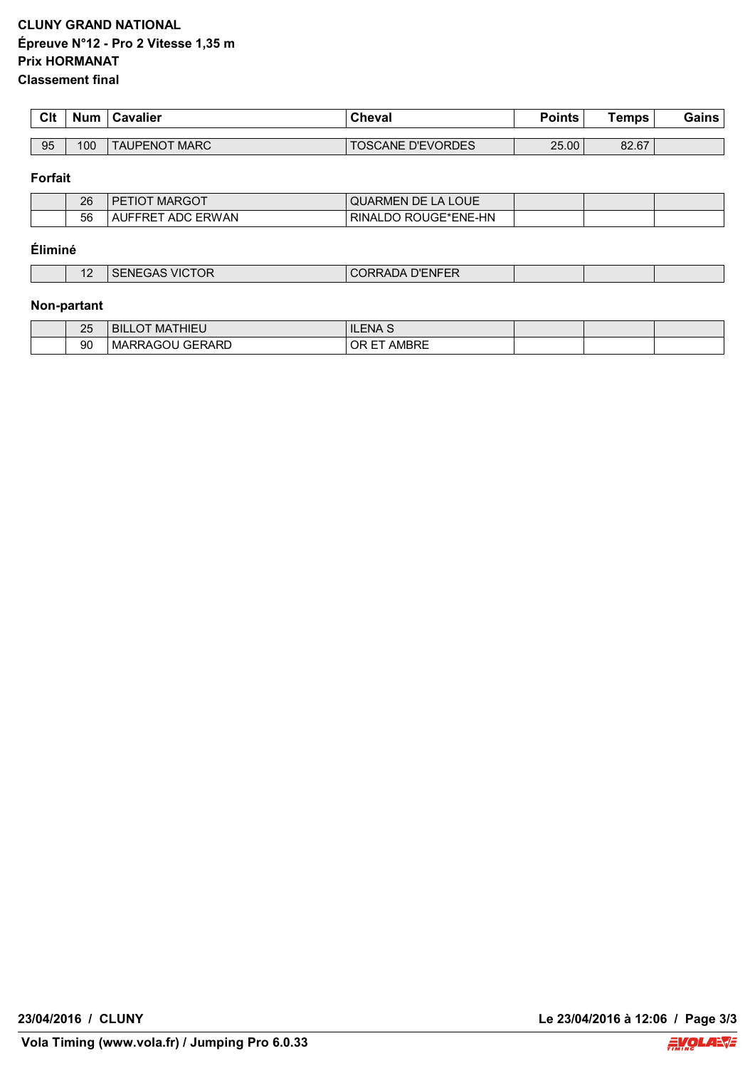**CLUNY GRAND NATIONAL**
**Épreuve N°12 - Pro 2 Vitesse 1,35 m**
**Prix HORMANAT**
**Classement final**

| Clt | Num | Cavalier | Cheval | Points | Temps | Gains |
|---|---|---|---|---|---|---|
| 95 | 100 | TAUPENOT MARC | TOSCANE D'EVORDES | 25.00 | 82.67 | |

**Forfait**

| | | | | | | |
|---|---|---|---|---|---|---|
| | 26 | PETIOT MARGOT | QUARMEN DE LA LOUE | | | |
| | 56 | AUFFRET ADC ERWAN | RINALDO ROUGE*ENE-HN | | | |

**Éliminé**

| | | | | | | |
|---|---|---|---|---|---|---|
| | 12 | SENEGAS VICTOR | CORRADA D'ENFER | | | |

**Non-partant**

| | | | | | | |
|---|---|---|---|---|---|---|
| | 25 | BILLOT MATHIEU | ILENA S | | | |
| | 90 | MARRAGOU GERARD | OR ET AMBRE | | | |